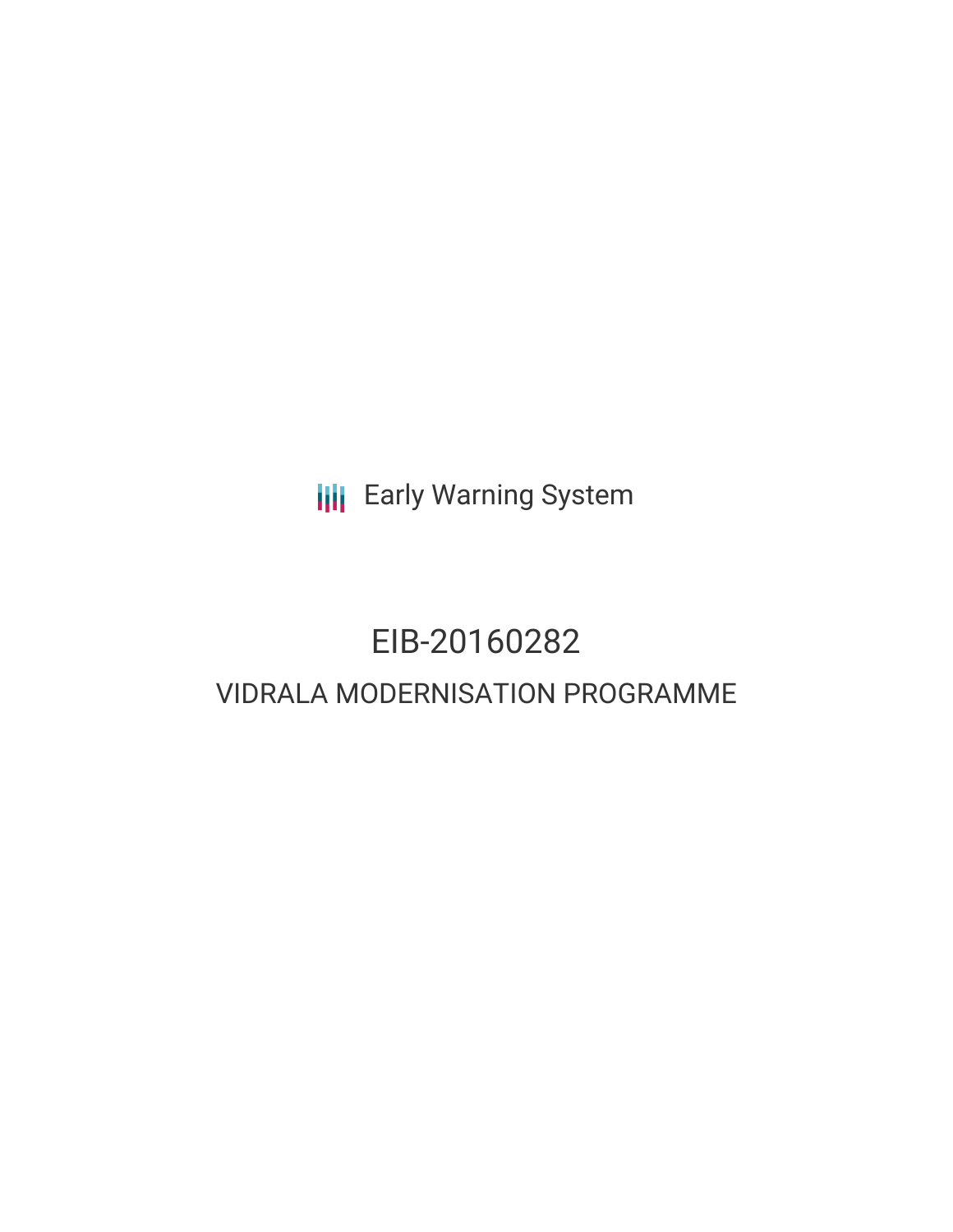Early Warning System

# EIB-20160282

## VIDRALA MODERNISATION PROGRAMME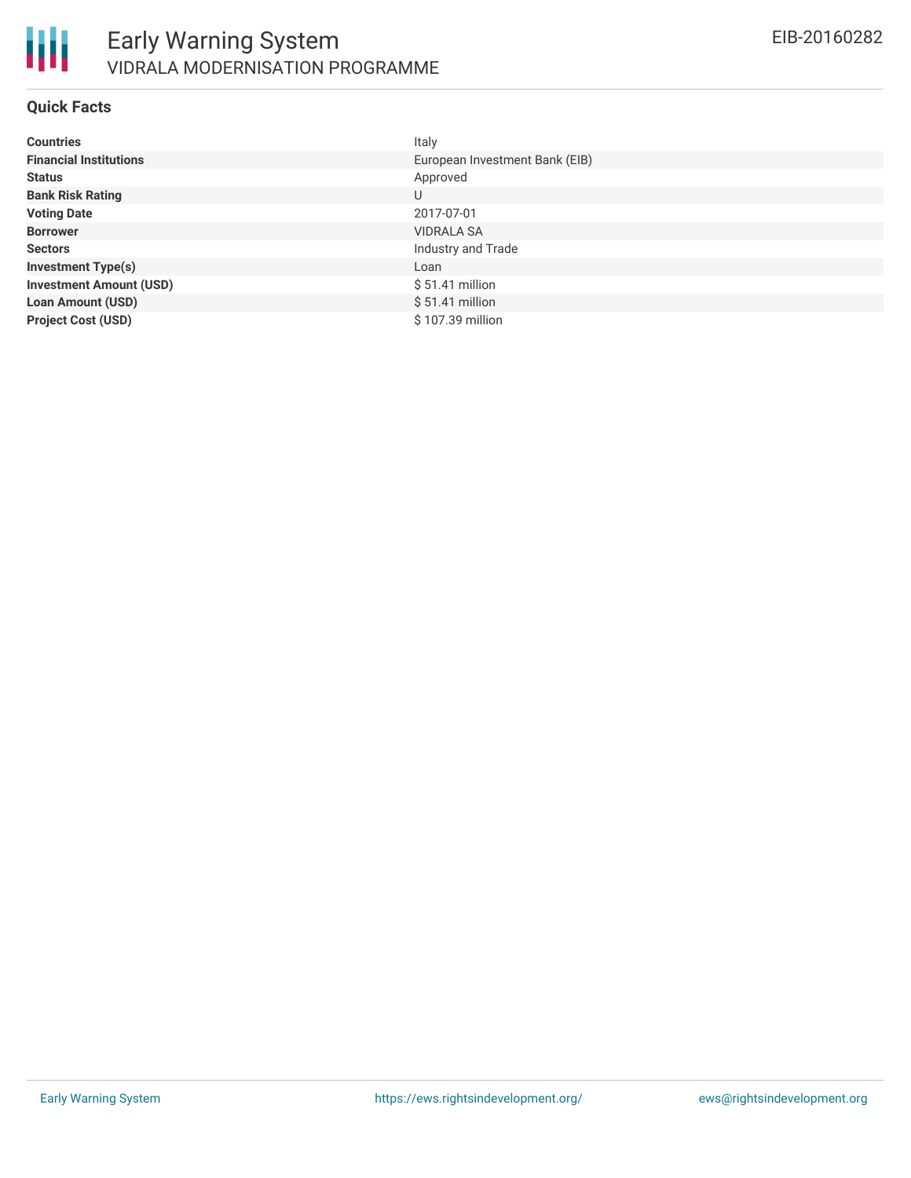## Quick Facts

| | |
|---|---|
| **Countries** | Italy |
| **Financial Institutions** | European Investment Bank (EIB) |
| **Status** | Approved |
| **Bank Risk Rating** | U |
| **Voting Date** | 2017-07-01 |
| **Borrower** | VIDRALA SA |
| **Sectors** | Industry and Trade |
| **Investment Type(s)** | Loan |
| **Investment Amount (USD)** | $ 51.41 million |
| **Loan Amount (USD)** | $ 51.41 million |
| **Project Cost (USD)** | $ 107.39 million |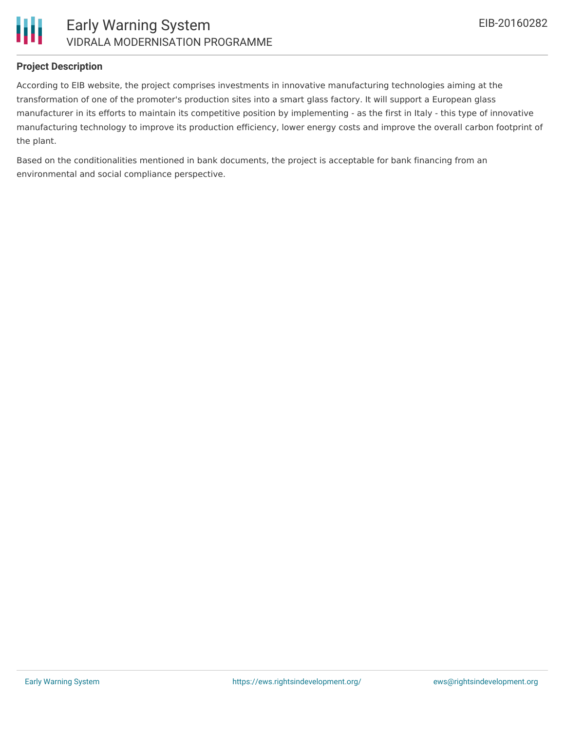### Project Description

According to EIB website, the project comprises investments in innovative manufacturing technologies aiming at the transformation of one of the promoter's production sites into a smart glass factory. It will support a European glass manufacturer in its efforts to maintain its competitive position by implementing - as the first in Italy - this type of innovative manufacturing technology to improve its production efficiency, lower energy costs and improve the overall carbon footprint of the plant.

Based on the conditionalities mentioned in bank documents, the project is acceptable for bank financing from an environmental and social compliance perspective.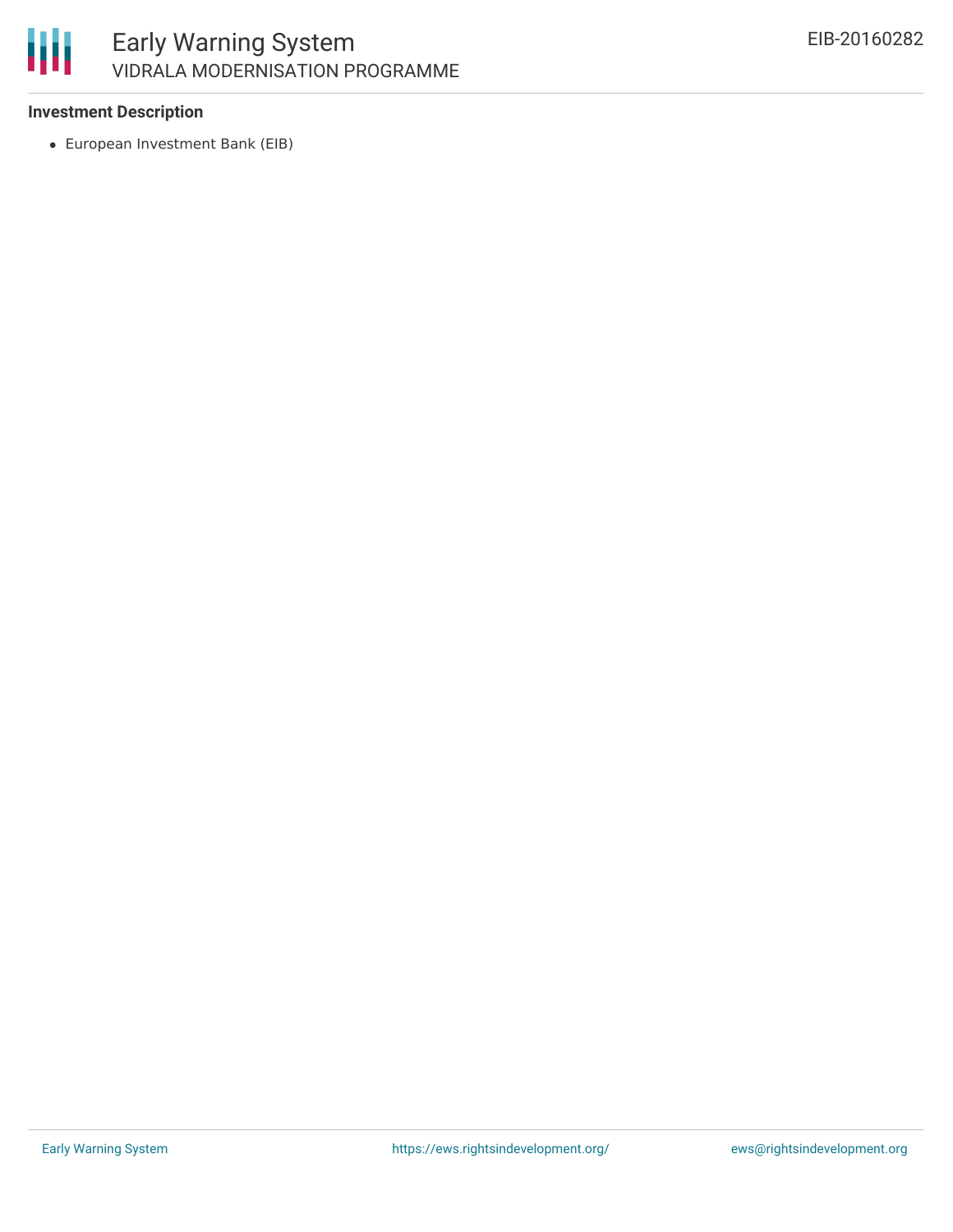### Investment Description

- European Investment Bank (EIB)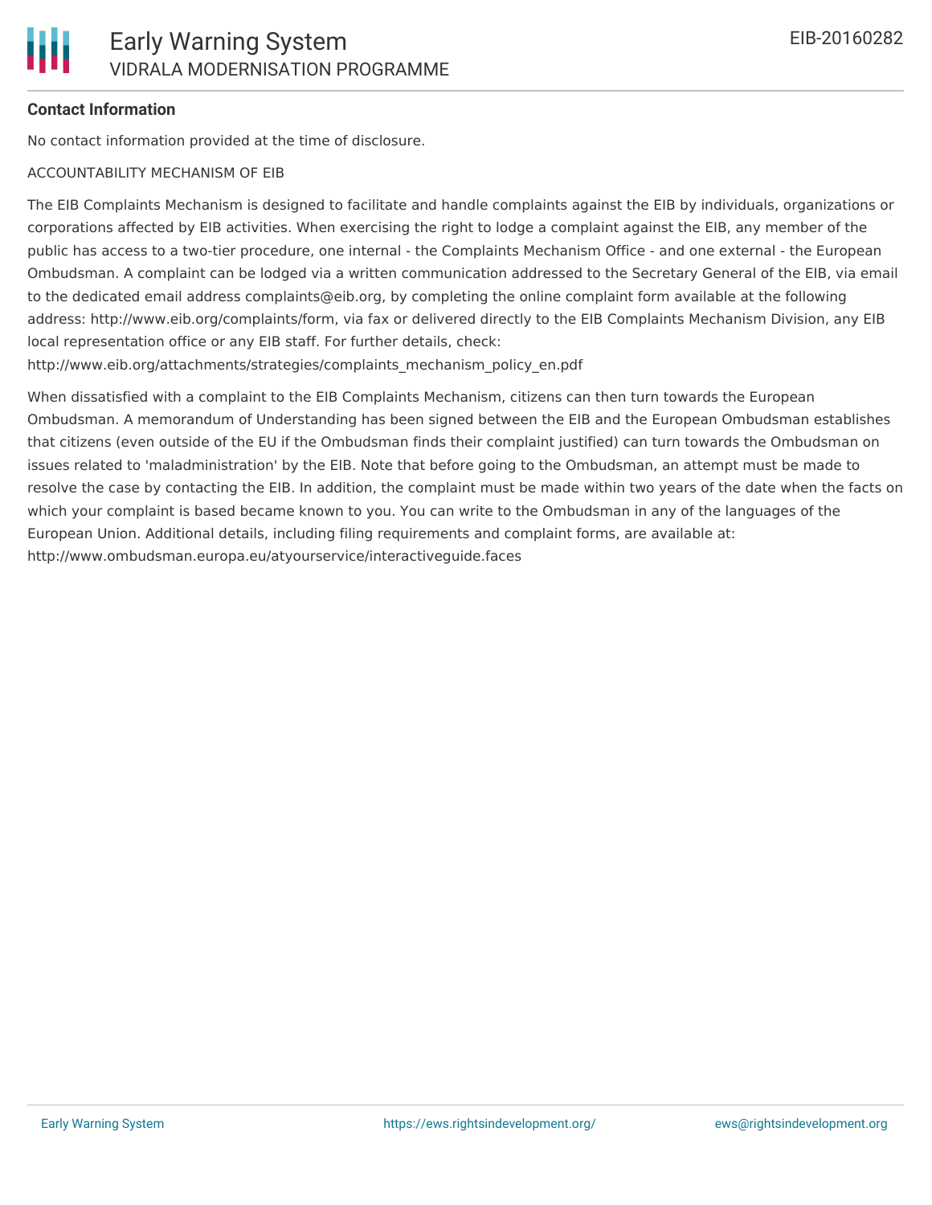**Contact Information**

No contact information provided at the time of disclosure.

ACCOUNTABILITY MECHANISM OF EIB

The EIB Complaints Mechanism is designed to facilitate and handle complaints against the EIB by individuals, organizations or corporations affected by EIB activities. When exercising the right to lodge a complaint against the EIB, any member of the public has access to a two-tier procedure, one internal - the Complaints Mechanism Office - and one external - the European Ombudsman. A complaint can be lodged via a written communication addressed to the Secretary General of the EIB, via email to the dedicated email address complaints@eib.org, by completing the online complaint form available at the following address: http://www.eib.org/complaints/form, via fax or delivered directly to the EIB Complaints Mechanism Division, any EIB local representation office or any EIB staff. For further details, check: http://www.eib.org/attachments/strategies/complaints_mechanism_policy_en.pdf

When dissatisfied with a complaint to the EIB Complaints Mechanism, citizens can then turn towards the European Ombudsman. A memorandum of Understanding has been signed between the EIB and the European Ombudsman establishes that citizens (even outside of the EU if the Ombudsman finds their complaint justified) can turn towards the Ombudsman on issues related to 'maladministration' by the EIB. Note that before going to the Ombudsman, an attempt must be made to resolve the case by contacting the EIB. In addition, the complaint must be made within two years of the date when the facts on which your complaint is based became known to you. You can write to the Ombudsman in any of the languages of the European Union. Additional details, including filing requirements and complaint forms, are available at: http://www.ombudsman.europa.eu/atyourservice/interactiveguide.faces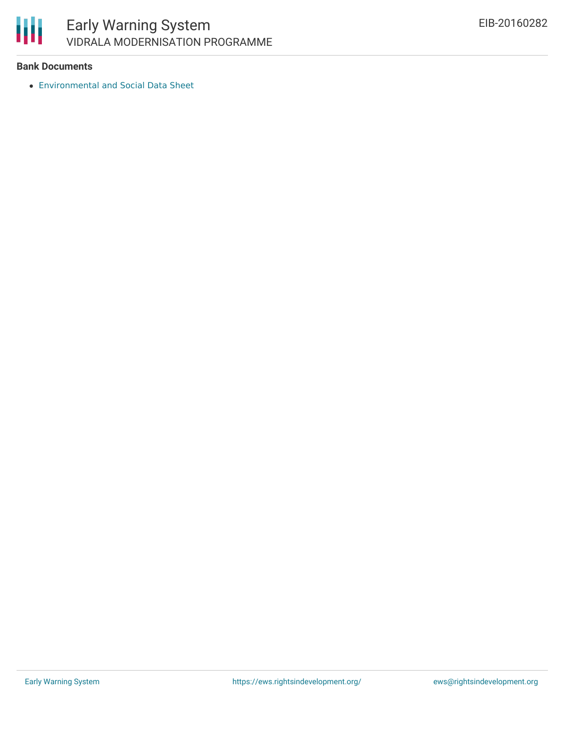**Bank Documents**

- Environmental and Social Data Sheet